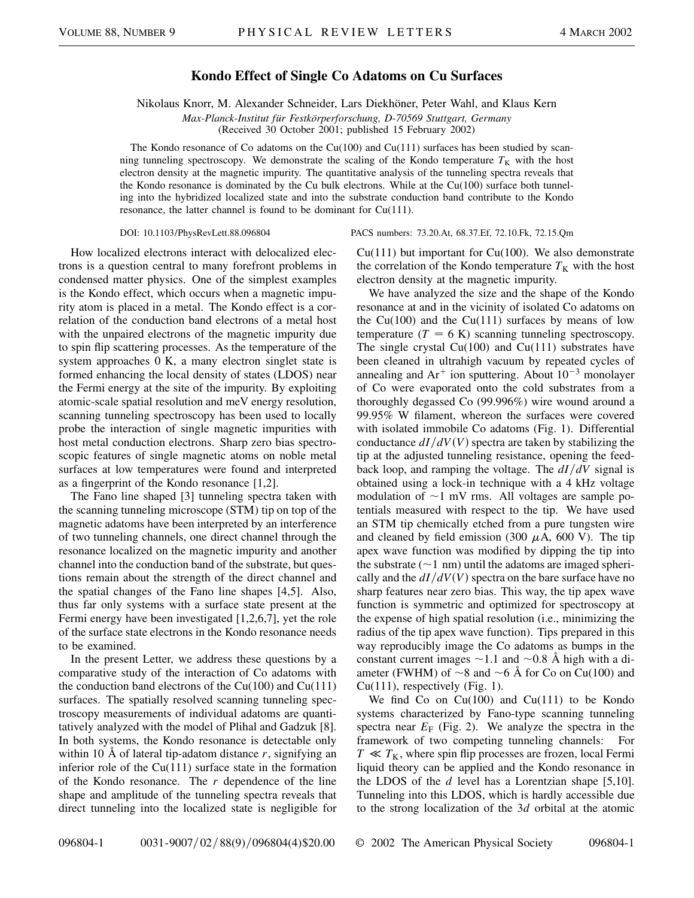# Kondo Effect of Single Co Adatoms on Cu Surfaces

Nikolaus Knorr, M. Alexander Schneider, Lars Diekhöner, Peter Wahl, and Klaus Kern

*Max-Planck-Institut für Festkörperforschung, D-70569 Stuttgart, Germany*

(Received 30 October 2001; published 15 February 2002)

The Kondo resonance of Co adatoms on the Cu(100) and Cu(111) surfaces has been studied by scanning tunneling spectroscopy. We demonstrate the scaling of the Kondo temperature $T_K$ with the host electron density at the magnetic impurity. The quantitative analysis of the tunneling spectra reveals that the Kondo resonance is dominated by the Cu bulk electrons. While at the Cu(100) surface both tunneling into the hybridized localized state and into the substrate conduction band contribute to the Kondo resonance, the latter channel is found to be dominant for Cu(111).

DOI: 10.1103/PhysRevLett.88.096804 PACS numbers: 73.20.At, 68.37.Ef, 72.10.Fk, 72.15.Qm

How localized electrons interact with delocalized electrons is a question central to many forefront problems in condensed matter physics. One of the simplest examples is the Kondo effect, which occurs when a magnetic impurity atom is placed in a metal. The Kondo effect is a correlation of the conduction band electrons of a metal host with the unpaired electrons of the magnetic impurity due to spin flip scattering processes. As the temperature of the system approaches 0 K, a many electron singlet state is formed enhancing the local density of states (LDOS) near the Fermi energy at the site of the impurity. By exploiting atomic-scale spatial resolution and meV energy resolution, scanning tunneling spectroscopy has been used to locally probe the interaction of single magnetic impurities with host metal conduction electrons. Sharp zero bias spectroscopic features of single magnetic atoms on noble metal surfaces at low temperatures were found and interpreted as a fingerprint of the Kondo resonance [1,2].

The Fano line shaped [3] tunneling spectra taken with the scanning tunneling microscope (STM) tip on top of the magnetic adatoms have been interpreted by an interference of two tunneling channels, one direct channel through the resonance localized on the magnetic impurity and another channel into the conduction band of the substrate, but questions remain about the strength of the direct channel and the spatial changes of the Fano line shapes [4,5]. Also, thus far only systems with a surface state present at the Fermi energy have been investigated [1,2,6,7], yet the role of the surface state electrons in the Kondo resonance needs to be examined.

In the present Letter, we address these questions by a comparative study of the interaction of Co adatoms with the conduction band electrons of the Cu(100) and Cu(111) surfaces. The spatially resolved scanning tunneling spectroscopy measurements of individual adatoms are quantitatively analyzed with the model of Plihal and Gadzuk [8]. In both systems, the Kondo resonance is detectable only within 10 Å of lateral tip-adatom distance $r$, signifying an inferior role of the Cu(111) surface state in the formation of the Kondo resonance. The $r$ dependence of the line shape and amplitude of the tunneling spectra reveals that direct tunneling into the localized state is negligible for Cu(111) but important for Cu(100). We also demonstrate the correlation of the Kondo temperature $T_K$ with the host electron density at the magnetic impurity.

We have analyzed the size and the shape of the Kondo resonance at and in the vicinity of isolated Co adatoms on the Cu(100) and the Cu(111) surfaces by means of low temperature ($T = 6$ K) scanning tunneling spectroscopy. The single crystal Cu(100) and Cu(111) substrates have been cleaned in ultrahigh vacuum by repeated cycles of annealing and $Ar^+$ ion sputtering. About $10^{-3}$ monolayer of Co were evaporated onto the cold substrates from a thoroughly degassed Co (99.996%) wire wound around a 99.95% W filament, whereon the surfaces were covered with isolated immobile Co adatoms (Fig. 1). Differential conductance $dI/dV(V)$ spectra are taken by stabilizing the tip at the adjusted tunneling resistance, opening the feedback loop, and ramping the voltage. The $dI/dV$ signal is obtained using a lock-in technique with a 4 kHz voltage modulation of $\sim$1 mV rms. All voltages are sample potentials measured with respect to the tip. We have used an STM tip chemically etched from a pure tungsten wire and cleaned by field emission (300 $\mu$A, 600 V). The tip apex wave function was modified by dipping the tip into the substrate ($\sim$1 nm) until the adatoms are imaged spherically and the $dI/dV(V)$ spectra on the bare surface have no sharp features near zero bias. This way, the tip apex wave function is symmetric and optimized for spectroscopy at the expense of high spatial resolution (i.e., minimizing the radius of the tip apex wave function). Tips prepared in this way reproducibly image the Co adatoms as bumps in the constant current images $\sim$1.1 and $\sim$0.8 Å high with a diameter (FWHM) of $\sim$8 and $\sim$6 Å for Co on Cu(100) and Cu(111), respectively (Fig. 1).

We find Co on Cu(100) and Cu(111) to be Kondo systems characterized by Fano-type scanning tunneling spectra near $E_F$ (Fig. 2). We analyze the spectra in the framework of two competing tunneling channels: For $T \ll T_K$, where spin flip processes are frozen, local Fermi liquid theory can be applied and the Kondo resonance in the LDOS of the $d$ level has a Lorentzian shape [5,10]. Tunneling into this LDOS, which is hardly accessible due to the strong localization of the 3$d$ orbital at the atomic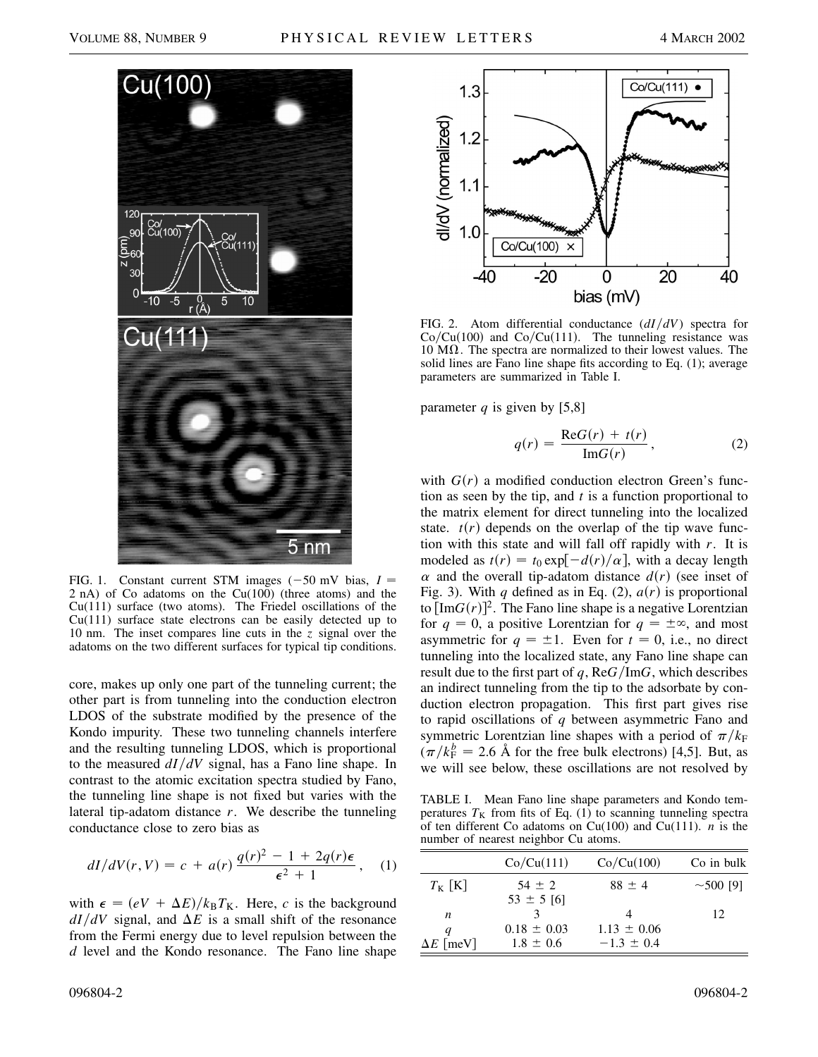FIG. 1. Constant current STM images (−50 mV bias, $I = 2$ nA) of Co adatoms on the Cu(100) (three atoms) and the Cu(111) surface (two atoms). The Friedel oscillations of the Cu(111) surface state electrons can be easily detected up to 10 nm. The inset compares line cuts in the $z$ signal over the adatoms on the two different surfaces for typical tip conditions.

core, makes up only one part of the tunneling current; the other part is from tunneling into the conduction electron LDOS of the substrate modified by the presence of the Kondo impurity. These two tunneling channels interfere and the resulting tunneling LDOS, which is proportional to the measured $dI/dV$ signal, has a Fano line shape. In contrast to the atomic excitation spectra studied by Fano, the tunneling line shape is not fixed but varies with the lateral tip-adatom distance $r$. We describe the tunneling conductance close to zero bias as

$$dI/dV(r, V) = c + a(r)\,\frac{q(r)^2 - 1 + 2q(r)\epsilon}{\epsilon^2 + 1}, \quad (1)$$

with $\epsilon = (eV + \Delta E)/k_B T_K$. Here, $c$ is the background $dI/dV$ signal, and $\Delta E$ is a small shift of the resonance from the Fermi energy due to level repulsion between the $d$ level and the Kondo resonance. The Fano line shape parameter $q$ is given by [5,8]

$$q(r) = \frac{\mathrm{Re}G(r) + t(r)}{\mathrm{Im}G(r)}, \quad (2)$$

with $G(r)$ a modified conduction electron Green's function as seen by the tip, and $t$ is a function proportional to the matrix element for direct tunneling into the localized state. $t(r)$ depends on the overlap of the tip wave function with this state and will fall off rapidly with $r$. It is modeled as $t(r) = t_0 \exp[-d(r)/\alpha]$, with a decay length $\alpha$ and the overall tip-adatom distance $d(r)$ (see inset of Fig. 3). With $q$ defined as in Eq. (2), $a(r)$ is proportional to $[\mathrm{Im}G(r)]^2$. The Fano line shape is a negative Lorentzian for $q = 0$, a positive Lorentzian for $q = \pm\infty$, and most asymmetric for $q = \pm 1$. Even for $t = 0$, i.e., no direct tunneling into the localized state, any Fano line shape can result due to the first part of $q$, $\mathrm{Re}G/\mathrm{Im}G$, which describes an indirect tunneling from the tip to the adsorbate by conduction electron propagation. This first part gives rise to rapid oscillations of $q$ between asymmetric Fano and symmetric Lorentzian line shapes with a period of $\pi/k_F$ ($\pi/k_F^b = 2.6$ Å for the free bulk electrons) [4,5]. But, as we will see below, these oscillations are not resolved by

FIG. 2. Atom differential conductance ($dI/dV$) spectra for Co/Cu(100) and Co/Cu(111). The tunneling resistance was 10 MΩ. The spectra are normalized to their lowest values. The solid lines are Fano line shape fits according to Eq. (1); average parameters are summarized in Table I.

TABLE I. Mean Fano line shape parameters and Kondo temperatures $T_K$ from fits of Eq. (1) to scanning tunneling spectra of ten different Co adatoms on Cu(100) and Cu(111). $n$ is the number of nearest neighbor Cu atoms.

| | Co/Cu(111) | Co/Cu(100) | Co in bulk |
|---|---|---|---|
| $T_K$ [K] | 54 ± 2<br>53 ± 5 [6] | 88 ± 4 | ~500 [9] |
| $n$ | 3 | 4 | 12 |
| $q$ | 0.18 ± 0.03 | 1.13 ± 0.06 | |
| $\Delta E$ [meV] | 1.8 ± 0.6 | −1.3 ± 0.4 | |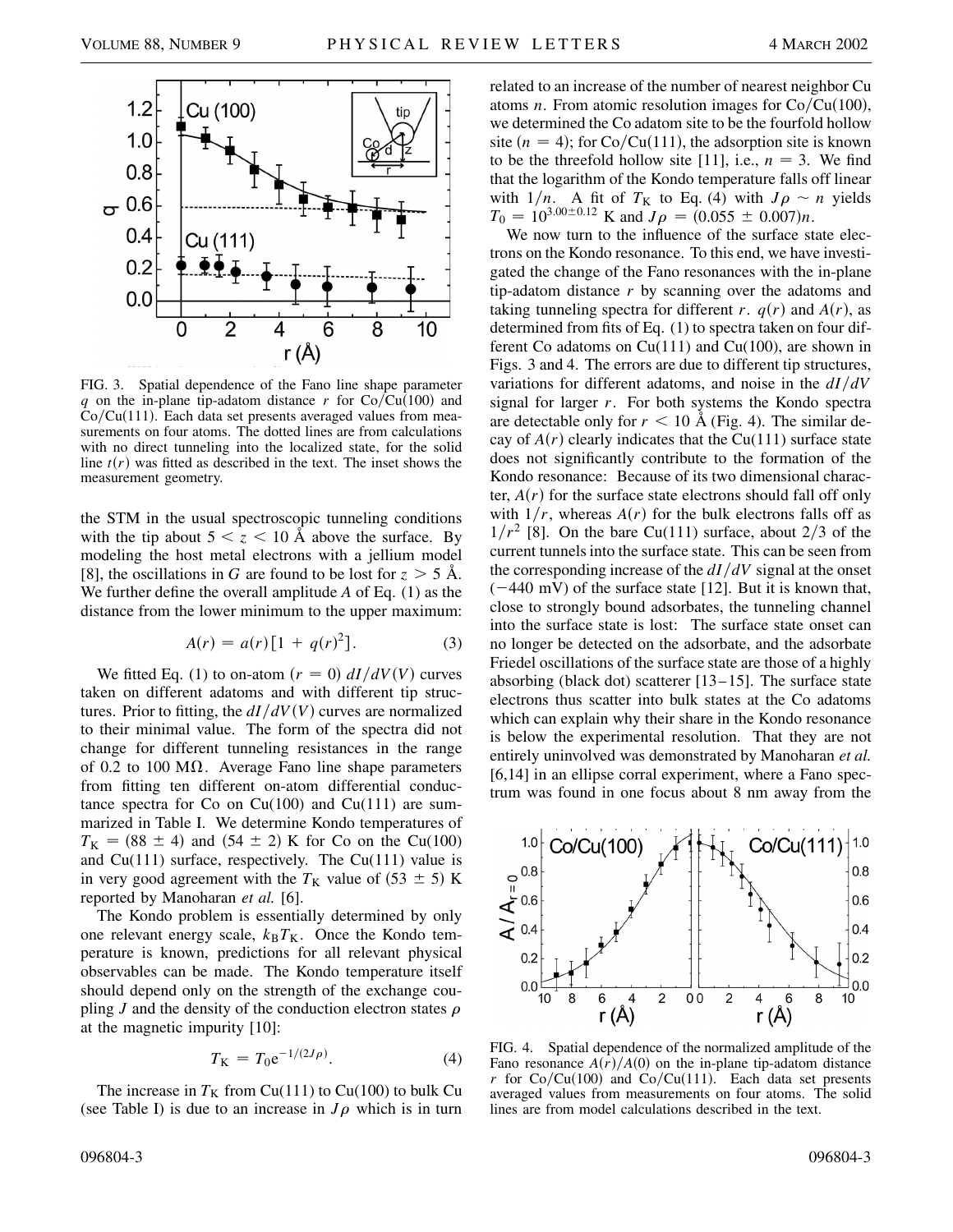FIG. 3. Spatial dependence of the Fano line shape parameter $q$ on the in-plane tip-adatom distance $r$ for Co/Cu(100) and Co/Cu(111). Each data set presents averaged values from measurements on four atoms. The dotted lines are from calculations with no direct tunneling into the localized state, for the solid line $t(r)$ was fitted as described in the text. The inset shows the measurement geometry.

the STM in the usual spectroscopic tunneling conditions with the tip about $5 < z < 10$ Å above the surface. By modeling the host metal electrons with a jellium model [8], the oscillations in $G$ are found to be lost for $z > 5$ Å. We further define the overall amplitude $A$ of Eq. (1) as the distance from the lower minimum to the upper maximum:

$$A(r) = a(r)[1 + q(r)^2]. \tag{3}$$

We fitted Eq. (1) to on-atom ($r = 0$) $dI/dV(V)$ curves taken on different adatoms and with different tip structures. Prior to fitting, the $dI/dV(V)$ curves are normalized to their minimal value. The form of the spectra did not change for different tunneling resistances in the range of 0.2 to 100 MΩ. Average Fano line shape parameters from fitting ten different on-atom differential conductance spectra for Co on Cu(100) and Cu(111) are summarized in Table I. We determine Kondo temperatures of $T_K = (88 \pm 4)$ and $(54 \pm 2)$ K for Co on the Cu(100) and Cu(111) surface, respectively. The Cu(111) value is in very good agreement with the $T_K$ value of $(53 \pm 5)$ K reported by Manoharan *et al.* [6].

The Kondo problem is essentially determined by only one relevant energy scale, $k_B T_K$. Once the Kondo temperature is known, predictions for all relevant physical observables can be made. The Kondo temperature itself should depend only on the strength of the exchange coupling $J$ and the density of the conduction electron states $\rho$ at the magnetic impurity [10]:

$$T_K = T_0 e^{-1/(2J\rho)}. \tag{4}$$

The increase in $T_K$ from Cu(111) to Cu(100) to bulk Cu (see Table I) is due to an increase in $J\rho$ which is in turn related to an increase of the number of nearest neighbor Cu atoms $n$. From atomic resolution images for Co/Cu(100), we determined the Co adatom site to be the fourfold hollow site ($n = 4$); for Co/Cu(111), the adsorption site is known to be the threefold hollow site [11], i.e., $n = 3$. We find that the logarithm of the Kondo temperature falls off linear with $1/n$. A fit of $T_K$ to Eq. (4) with $J\rho \sim n$ yields $T_0 = 10^{3.00 \pm 0.12}$ K and $J\rho = (0.055 \pm 0.007)n$.

We now turn to the influence of the surface state electrons on the Kondo resonance. To this end, we have investigated the change of the Fano resonances with the in-plane tip-adatom distance $r$ by scanning over the adatoms and taking tunneling spectra for different $r$. $q(r)$ and $A(r)$, as determined from fits of Eq. (1) to spectra taken on four different Co adatoms on Cu(111) and Cu(100), are shown in Figs. 3 and 4. The errors are due to different tip structures, variations for different adatoms, and noise in the $dI/dV$ signal for larger $r$. For both systems the Kondo spectra are detectable only for $r < 10$ Å (Fig. 4). The similar decay of $A(r)$ clearly indicates that the Cu(111) surface state does not significantly contribute to the formation of the Kondo resonance: Because of its two dimensional character, $A(r)$ for the surface state electrons should fall off only with $1/r$, whereas $A(r)$ for the bulk electrons falls off as $1/r^2$ [8]. On the bare Cu(111) surface, about 2/3 of the current tunnels into the surface state. This can be seen from the corresponding increase of the $dI/dV$ signal at the onset ($-440$ mV) of the surface state [12]. But it is known that, close to strongly bound adsorbates, the tunneling channel into the surface state is lost: The surface state onset can no longer be detected on the adsorbate, and the adsorbate Friedel oscillations of the surface state are those of a highly absorbing (black dot) scatterer [13–15]. The surface state electrons thus scatter into bulk states at the Co adatoms which can explain why their share in the Kondo resonance is below the experimental resolution. That they are not entirely uninvolved was demonstrated by Manoharan *et al.* [6,14] in an ellipse corral experiment, where a Fano spectrum was found in one focus about 8 nm away from the

FIG. 4. Spatial dependence of the normalized amplitude of the Fano resonance $A(r)/A(0)$ on the in-plane tip-adatom distance $r$ for Co/Cu(100) and Co/Cu(111). Each data set presents averaged values from measurements on four atoms. The solid lines are from model calculations described in the text.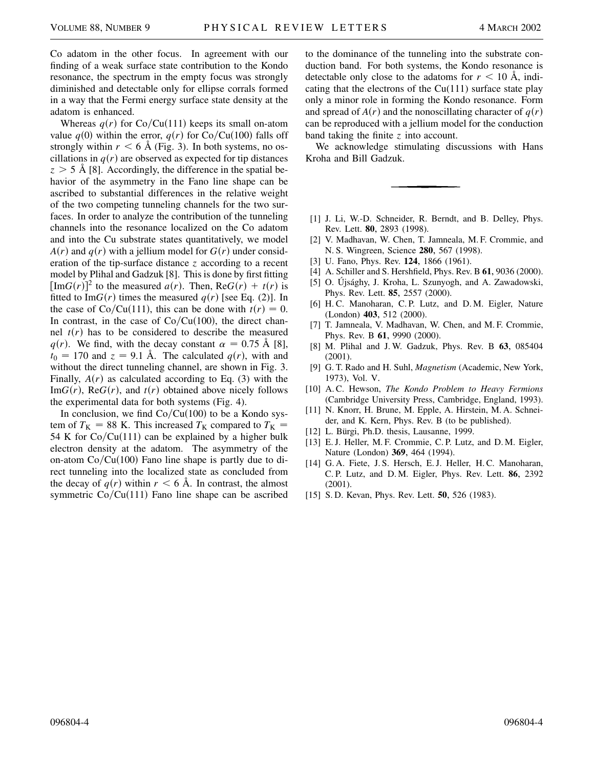Co adatom in the other focus. In agreement with our finding of a weak surface state contribution to the Kondo resonance, the spectrum in the empty focus was strongly diminished and detectable only for ellipse corrals formed in a way that the Fermi energy surface state density at the adatom is enhanced.

Whereas $q(r)$ for Co/Cu(111) keeps its small on-atom value $q(0)$ within the error, $q(r)$ for Co/Cu(100) falls off strongly within $r < 6$ Å (Fig. 3). In both systems, no oscillations in $q(r)$ are observed as expected for tip distances $z > 5$ Å [8]. Accordingly, the difference in the spatial behavior of the asymmetry in the Fano line shape can be ascribed to substantial differences in the relative weight of the two competing tunneling channels for the two surfaces. In order to analyze the contribution of the tunneling channels into the resonance localized on the Co adatom and into the Cu substrate states quantitatively, we model $A(r)$ and $q(r)$ with a jellium model for $G(r)$ under consideration of the tip-surface distance $z$ according to a recent model by Plihal and Gadzuk [8]. This is done by first fitting $[\mathrm{Im}G(r)]^2$ to the measured $a(r)$. Then, $\mathrm{Re}G(r) + t(r)$ is fitted to $\mathrm{Im}G(r)$ times the measured $q(r)$ [see Eq. (2)]. In the case of Co/Cu(111), this can be done with $t(r) = 0$. In contrast, in the case of Co/Cu(100), the direct channel $t(r)$ has to be considered to describe the measured $q(r)$. We find, with the decay constant $\alpha = 0.75$ Å [8], $t_0 = 170$ and $z = 9.1$ Å. The calculated $q(r)$, with and without the direct tunneling channel, are shown in Fig. 3. Finally, $A(r)$ as calculated according to Eq. (3) with the $\mathrm{Im}G(r)$, $\mathrm{Re}G(r)$, and $t(r)$ obtained above nicely follows the experimental data for both systems (Fig. 4).

In conclusion, we find Co/Cu(100) to be a Kondo system of $T_K = 88$ K. This increased $T_K$ compared to $T_K = 54$ K for Co/Cu(111) can be explained by a higher bulk electron density at the adatom. The asymmetry of the on-atom Co/Cu(100) Fano line shape is partly due to direct tunneling into the localized state as concluded from the decay of $q(r)$ within $r < 6$ Å. In contrast, the almost symmetric Co/Cu(111) Fano line shape can be ascribed to the dominance of the tunneling into the substrate conduction band. For both systems, the Kondo resonance is detectable only close to the adatoms for $r < 10$ Å, indicating that the electrons of the Cu(111) surface state play only a minor role in forming the Kondo resonance. Form and spread of $A(r)$ and the nonoscillating character of $q(r)$ can be reproduced with a jellium model for the conduction band taking the finite $z$ into account.

We acknowledge stimulating discussions with Hans Kroha and Bill Gadzuk.

---

[1] J. Li, W.-D. Schneider, R. Berndt, and B. Delley, Phys. Rev. Lett. **80**, 2893 (1998).
[2] V. Madhavan, W. Chen, T. Jamneala, M. F. Crommie, and N. S. Wingreen, Science **280**, 567 (1998).
[3] U. Fano, Phys. Rev. **124**, 1866 (1961).
[4] A. Schiller and S. Hershfield, Phys. Rev. B **61**, 9036 (2000).
[5] O. Újsághy, J. Kroha, L. Szunyogh, and A. Zawadowski, Phys. Rev. Lett. **85**, 2557 (2000).
[6] H. C. Manoharan, C. P. Lutz, and D. M. Eigler, Nature (London) **403**, 512 (2000).
[7] T. Jamneala, V. Madhavan, W. Chen, and M. F. Crommie, Phys. Rev. B **61**, 9990 (2000).
[8] M. Plihal and J. W. Gadzuk, Phys. Rev. B **63**, 085404 (2001).
[9] G. T. Rado and H. Suhl, *Magnetism* (Academic, New York, 1973), Vol. V.
[10] A. C. Hewson, *The Kondo Problem to Heavy Fermions* (Cambridge University Press, Cambridge, England, 1993).
[11] N. Knorr, H. Brune, M. Epple, A. Hirstein, M. A. Schneider, and K. Kern, Phys. Rev. B (to be published).
[12] L. Bürgi, Ph.D. thesis, Lausanne, 1999.
[13] E. J. Heller, M. F. Crommie, C. P. Lutz, and D. M. Eigler, Nature (London) **369**, 464 (1994).
[14] G. A. Fiete, J. S. Hersch, E. J. Heller, H. C. Manoharan, C. P. Lutz, and D. M. Eigler, Phys. Rev. Lett. **86**, 2392 (2001).
[15] S. D. Kevan, Phys. Rev. Lett. **50**, 526 (1983).